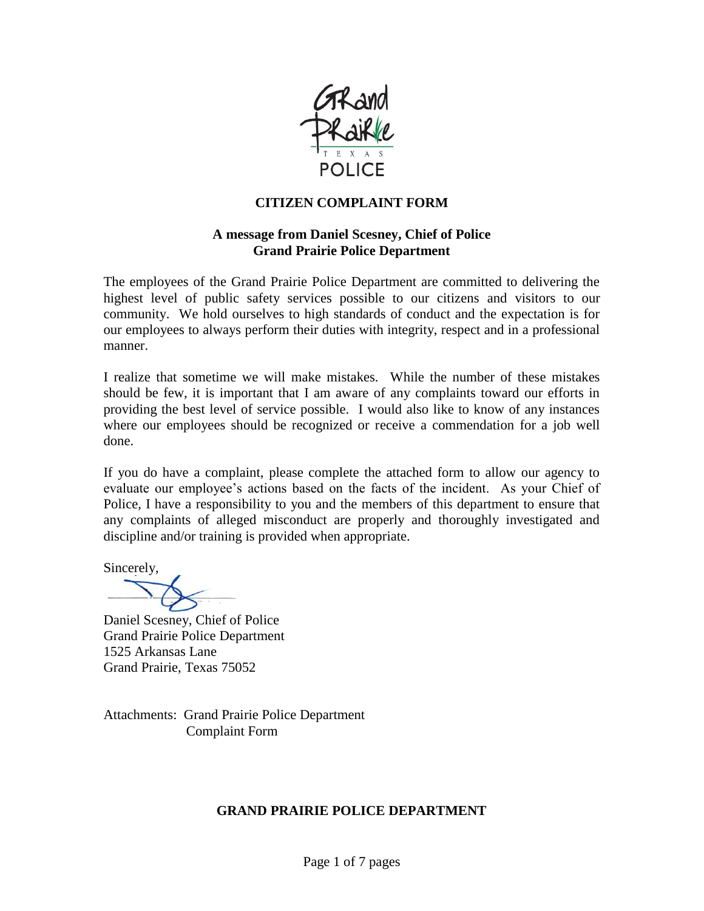Grand Prairie
TEXAS
POLICE

# CITIZEN COMPLAINT FORM

## A message from Daniel Scesney, Chief of Police
## Grand Prairie Police Department

The employees of the Grand Prairie Police Department are committed to delivering the highest level of public safety services possible to our citizens and visitors to our community. We hold ourselves to high standards of conduct and the expectation is for our employees to always perform their duties with integrity, respect and in a professional manner.

I realize that sometime we will make mistakes. While the number of these mistakes should be few, it is important that I am aware of any complaints toward our efforts in providing the best level of service possible. I would also like to know of any instances where our employees should be recognized or receive a commendation for a job well done.

If you do have a complaint, please complete the attached form to allow our agency to evaluate our employee's actions based on the facts of the incident. As your Chief of Police, I have a responsibility to you and the members of this department to ensure that any complaints of alleged misconduct are properly and thoroughly investigated and discipline and/or training is provided when appropriate.

Sincerely,

Daniel Scesney, Chief of Police
Grand Prairie Police Department
1525 Arkansas Lane
Grand Prairie, Texas 75052

Attachments: Grand Prairie Police Department
Complaint Form

**GRAND PRAIRIE POLICE DEPARTMENT**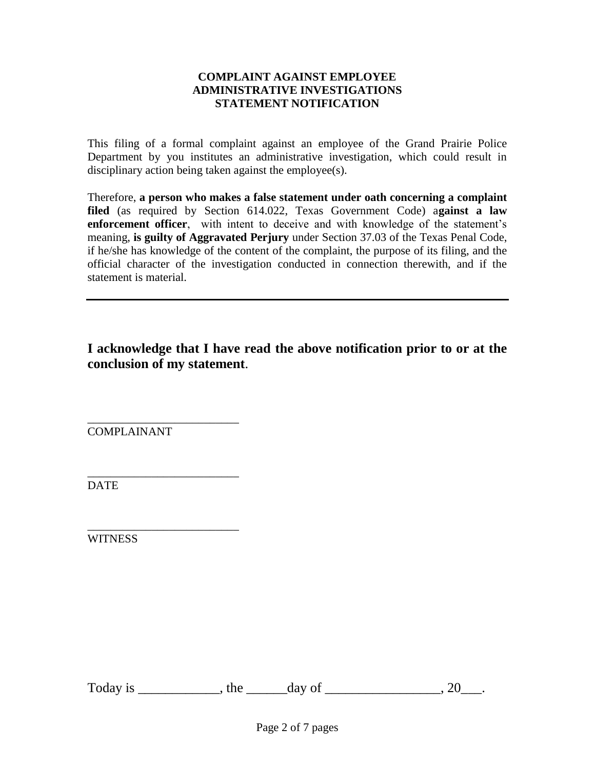**COMPLAINT AGAINST EMPLOYEE**
**ADMINISTRATIVE INVESTIGATIONS**
**STATEMENT NOTIFICATION**

This filing of a formal complaint against an employee of the Grand Prairie Police Department by you institutes an administrative investigation, which could result in disciplinary action being taken against the employee(s).

Therefore, **a person who makes a false statement under oath concerning a complaint filed** (as required by Section 614.022, Texas Government Code) a**gainst a law enforcement officer**, with intent to deceive and with knowledge of the statement's meaning, **is guilty of Aggravated Perjury** under Section 37.03 of the Texas Penal Code, if he/she has knowledge of the content of the complaint, the purpose of its filing, and the official character of the investigation conducted in connection therewith, and if the statement is material.

---

**I acknowledge that I have read the above notification prior to or at the conclusion of my statement**.

_________________________
COMPLAINANT

_________________________
DATE

_________________________
WITNESS

Today is ____________, the ______day of _________________, 20___.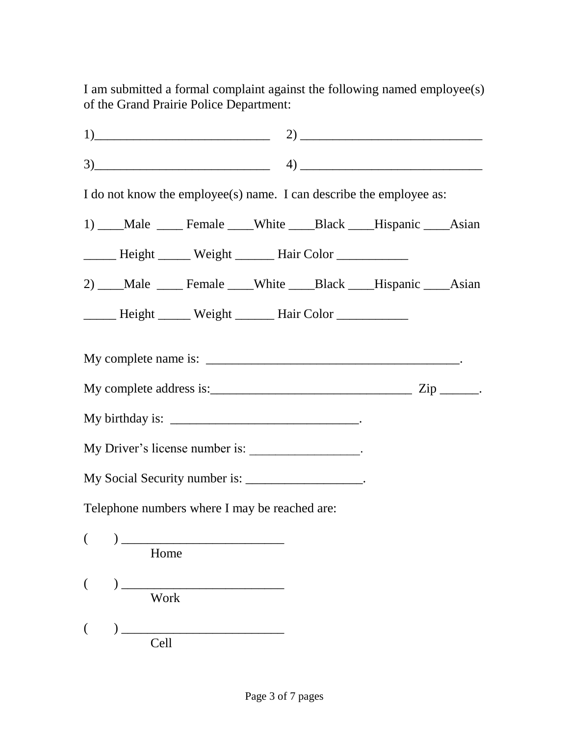I am submitted a formal complaint against the following named employee(s) of the Grand Prairie Police Department:

1)___________________________ 2) ____________________________

3)___________________________ 4) ____________________________

I do not know the employee(s) name. I can describe the employee as:

1) ____Male ____ Female ____White ____Black ____Hispanic ____Asian

_____ Height _____ Weight ______ Hair Color ___________

2) ____Male ____ Female ____White ____Black ____Hispanic ____Asian

_____ Height _____ Weight ______ Hair Color ___________

My complete name is: ________________________________________.

My complete address is:________________________________ Zip ______.

My birthday is: _____________________________.

My Driver's license number is: _________________.

My Social Security number is: __________________.

Telephone numbers where I may be reached are:

(     ) _________________________
Home

(     ) _________________________
Work

(     ) _________________________
Cell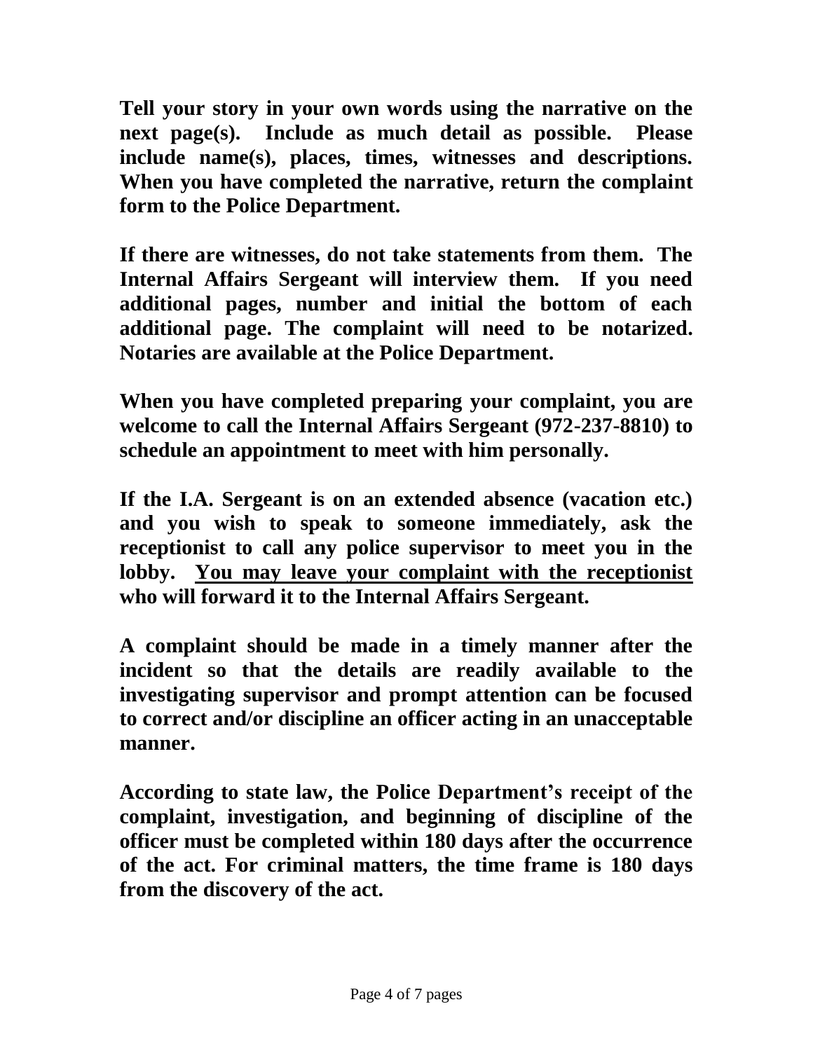**Tell your story in your own words using the narrative on the next page(s). Include as much detail as possible. Please include name(s), places, times, witnesses and descriptions. When you have completed the narrative, return the complaint form to the Police Department.**

**If there are witnesses, do not take statements from them. The Internal Affairs Sergeant will interview them. If you need additional pages, number and initial the bottom of each additional page. The complaint will need to be notarized. Notaries are available at the Police Department.**

**When you have completed preparing your complaint, you are welcome to call the Internal Affairs Sergeant (972-237-8810) to schedule an appointment to meet with him personally.**

**If the I.A. Sergeant is on an extended absence (vacation etc.) and you wish to speak to someone immediately, ask the receptionist to call any police supervisor to meet you in the lobby. <u>You may leave your complaint with the receptionist</u> who will forward it to the Internal Affairs Sergeant.**

**A complaint should be made in a timely manner after the incident so that the details are readily available to the investigating supervisor and prompt attention can be focused to correct and/or discipline an officer acting in an unacceptable manner.**

**According to state law, the Police Department's receipt of the complaint, investigation, and beginning of discipline of the officer must be completed within 180 days after the occurrence of the act. For criminal matters, the time frame is 180 days from the discovery of the act.**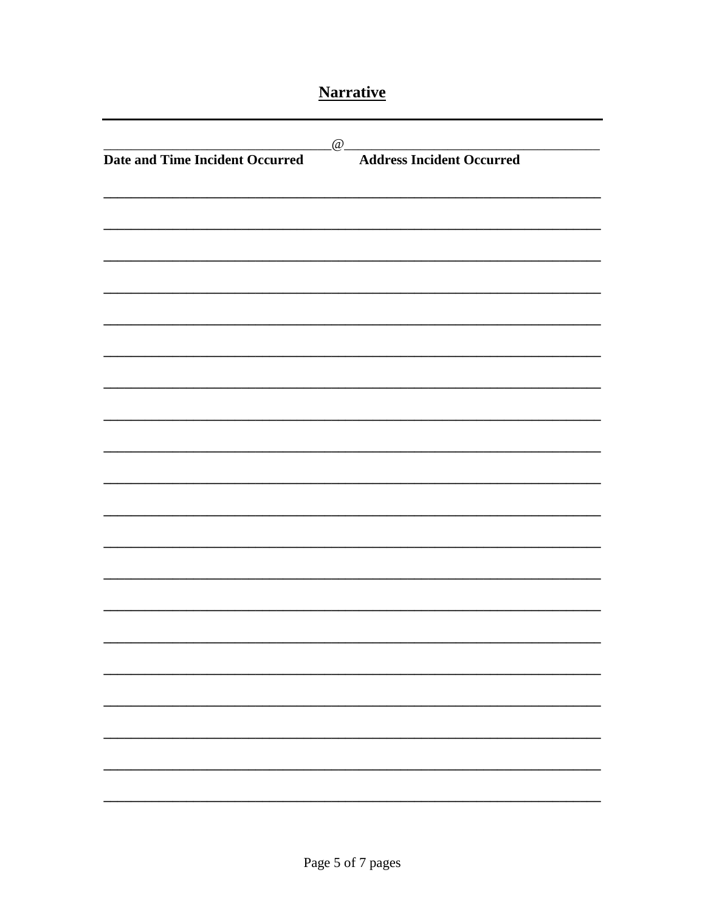## Narrative

---

\_\_\_\_\_\_\_\_\_\_\_\_\_\_\_\_\_\_\_\_\_\_\_\_\_\_\_\_\_\_\_\_@\_\_\_\_\_\_\_\_\_\_\_\_\_\_\_\_\_\_\_\_\_\_\_\_\_\_\_\_\_\_\_\_\_\_\_\_

**Date and Time Incident Occurred** **Address Incident Occurred**

\_\_\_\_\_\_\_\_\_\_\_\_\_\_\_\_\_\_\_\_\_\_\_\_\_\_\_\_\_\_\_\_\_\_\_\_\_\_\_\_\_\_\_\_\_\_\_\_\_\_\_\_\_\_\_\_\_\_\_\_\_\_\_\_\_\_\_\_

\_\_\_\_\_\_\_\_\_\_\_\_\_\_\_\_\_\_\_\_\_\_\_\_\_\_\_\_\_\_\_\_\_\_\_\_\_\_\_\_\_\_\_\_\_\_\_\_\_\_\_\_\_\_\_\_\_\_\_\_\_\_\_\_\_\_\_\_

\_\_\_\_\_\_\_\_\_\_\_\_\_\_\_\_\_\_\_\_\_\_\_\_\_\_\_\_\_\_\_\_\_\_\_\_\_\_\_\_\_\_\_\_\_\_\_\_\_\_\_\_\_\_\_\_\_\_\_\_\_\_\_\_\_\_\_\_

\_\_\_\_\_\_\_\_\_\_\_\_\_\_\_\_\_\_\_\_\_\_\_\_\_\_\_\_\_\_\_\_\_\_\_\_\_\_\_\_\_\_\_\_\_\_\_\_\_\_\_\_\_\_\_\_\_\_\_\_\_\_\_\_\_\_\_\_

\_\_\_\_\_\_\_\_\_\_\_\_\_\_\_\_\_\_\_\_\_\_\_\_\_\_\_\_\_\_\_\_\_\_\_\_\_\_\_\_\_\_\_\_\_\_\_\_\_\_\_\_\_\_\_\_\_\_\_\_\_\_\_\_\_\_\_\_

\_\_\_\_\_\_\_\_\_\_\_\_\_\_\_\_\_\_\_\_\_\_\_\_\_\_\_\_\_\_\_\_\_\_\_\_\_\_\_\_\_\_\_\_\_\_\_\_\_\_\_\_\_\_\_\_\_\_\_\_\_\_\_\_\_\_\_\_

\_\_\_\_\_\_\_\_\_\_\_\_\_\_\_\_\_\_\_\_\_\_\_\_\_\_\_\_\_\_\_\_\_\_\_\_\_\_\_\_\_\_\_\_\_\_\_\_\_\_\_\_\_\_\_\_\_\_\_\_\_\_\_\_\_\_\_\_

\_\_\_\_\_\_\_\_\_\_\_\_\_\_\_\_\_\_\_\_\_\_\_\_\_\_\_\_\_\_\_\_\_\_\_\_\_\_\_\_\_\_\_\_\_\_\_\_\_\_\_\_\_\_\_\_\_\_\_\_\_\_\_\_\_\_\_\_

\_\_\_\_\_\_\_\_\_\_\_\_\_\_\_\_\_\_\_\_\_\_\_\_\_\_\_\_\_\_\_\_\_\_\_\_\_\_\_\_\_\_\_\_\_\_\_\_\_\_\_\_\_\_\_\_\_\_\_\_\_\_\_\_\_\_\_\_

\_\_\_\_\_\_\_\_\_\_\_\_\_\_\_\_\_\_\_\_\_\_\_\_\_\_\_\_\_\_\_\_\_\_\_\_\_\_\_\_\_\_\_\_\_\_\_\_\_\_\_\_\_\_\_\_\_\_\_\_\_\_\_\_\_\_\_\_

\_\_\_\_\_\_\_\_\_\_\_\_\_\_\_\_\_\_\_\_\_\_\_\_\_\_\_\_\_\_\_\_\_\_\_\_\_\_\_\_\_\_\_\_\_\_\_\_\_\_\_\_\_\_\_\_\_\_\_\_\_\_\_\_\_\_\_\_

\_\_\_\_\_\_\_\_\_\_\_\_\_\_\_\_\_\_\_\_\_\_\_\_\_\_\_\_\_\_\_\_\_\_\_\_\_\_\_\_\_\_\_\_\_\_\_\_\_\_\_\_\_\_\_\_\_\_\_\_\_\_\_\_\_\_\_\_

\_\_\_\_\_\_\_\_\_\_\_\_\_\_\_\_\_\_\_\_\_\_\_\_\_\_\_\_\_\_\_\_\_\_\_\_\_\_\_\_\_\_\_\_\_\_\_\_\_\_\_\_\_\_\_\_\_\_\_\_\_\_\_\_\_\_\_\_

\_\_\_\_\_\_\_\_\_\_\_\_\_\_\_\_\_\_\_\_\_\_\_\_\_\_\_\_\_\_\_\_\_\_\_\_\_\_\_\_\_\_\_\_\_\_\_\_\_\_\_\_\_\_\_\_\_\_\_\_\_\_\_\_\_\_\_\_

\_\_\_\_\_\_\_\_\_\_\_\_\_\_\_\_\_\_\_\_\_\_\_\_\_\_\_\_\_\_\_\_\_\_\_\_\_\_\_\_\_\_\_\_\_\_\_\_\_\_\_\_\_\_\_\_\_\_\_\_\_\_\_\_\_\_\_\_

\_\_\_\_\_\_\_\_\_\_\_\_\_\_\_\_\_\_\_\_\_\_\_\_\_\_\_\_\_\_\_\_\_\_\_\_\_\_\_\_\_\_\_\_\_\_\_\_\_\_\_\_\_\_\_\_\_\_\_\_\_\_\_\_\_\_\_\_

\_\_\_\_\_\_\_\_\_\_\_\_\_\_\_\_\_\_\_\_\_\_\_\_\_\_\_\_\_\_\_\_\_\_\_\_\_\_\_\_\_\_\_\_\_\_\_\_\_\_\_\_\_\_\_\_\_\_\_\_\_\_\_\_\_\_\_\_

\_\_\_\_\_\_\_\_\_\_\_\_\_\_\_\_\_\_\_\_\_\_\_\_\_\_\_\_\_\_\_\_\_\_\_\_\_\_\_\_\_\_\_\_\_\_\_\_\_\_\_\_\_\_\_\_\_\_\_\_\_\_\_\_\_\_\_\_

\_\_\_\_\_\_\_\_\_\_\_\_\_\_\_\_\_\_\_\_\_\_\_\_\_\_\_\_\_\_\_\_\_\_\_\_\_\_\_\_\_\_\_\_\_\_\_\_\_\_\_\_\_\_\_\_\_\_\_\_\_\_\_\_\_\_\_\_

\_\_\_\_\_\_\_\_\_\_\_\_\_\_\_\_\_\_\_\_\_\_\_\_\_\_\_\_\_\_\_\_\_\_\_\_\_\_\_\_\_\_\_\_\_\_\_\_\_\_\_\_\_\_\_\_\_\_\_\_\_\_\_\_\_\_\_\_

\_\_\_\_\_\_\_\_\_\_\_\_\_\_\_\_\_\_\_\_\_\_\_\_\_\_\_\_\_\_\_\_\_\_\_\_\_\_\_\_\_\_\_\_\_\_\_\_\_\_\_\_\_\_\_\_\_\_\_\_\_\_\_\_\_\_\_\_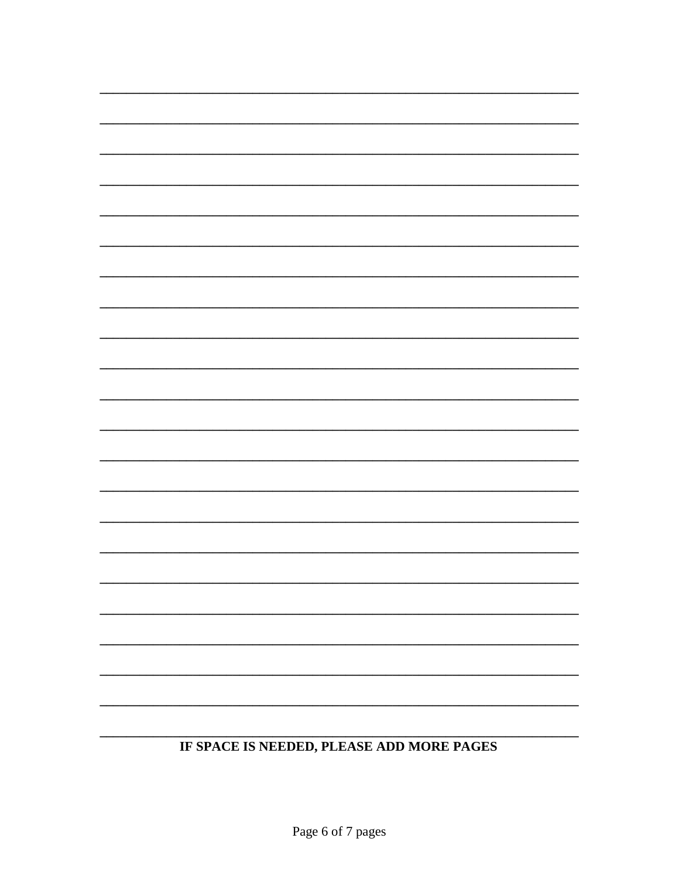**IF SPACE IS NEEDED, PLEASE ADD MORE PAGES**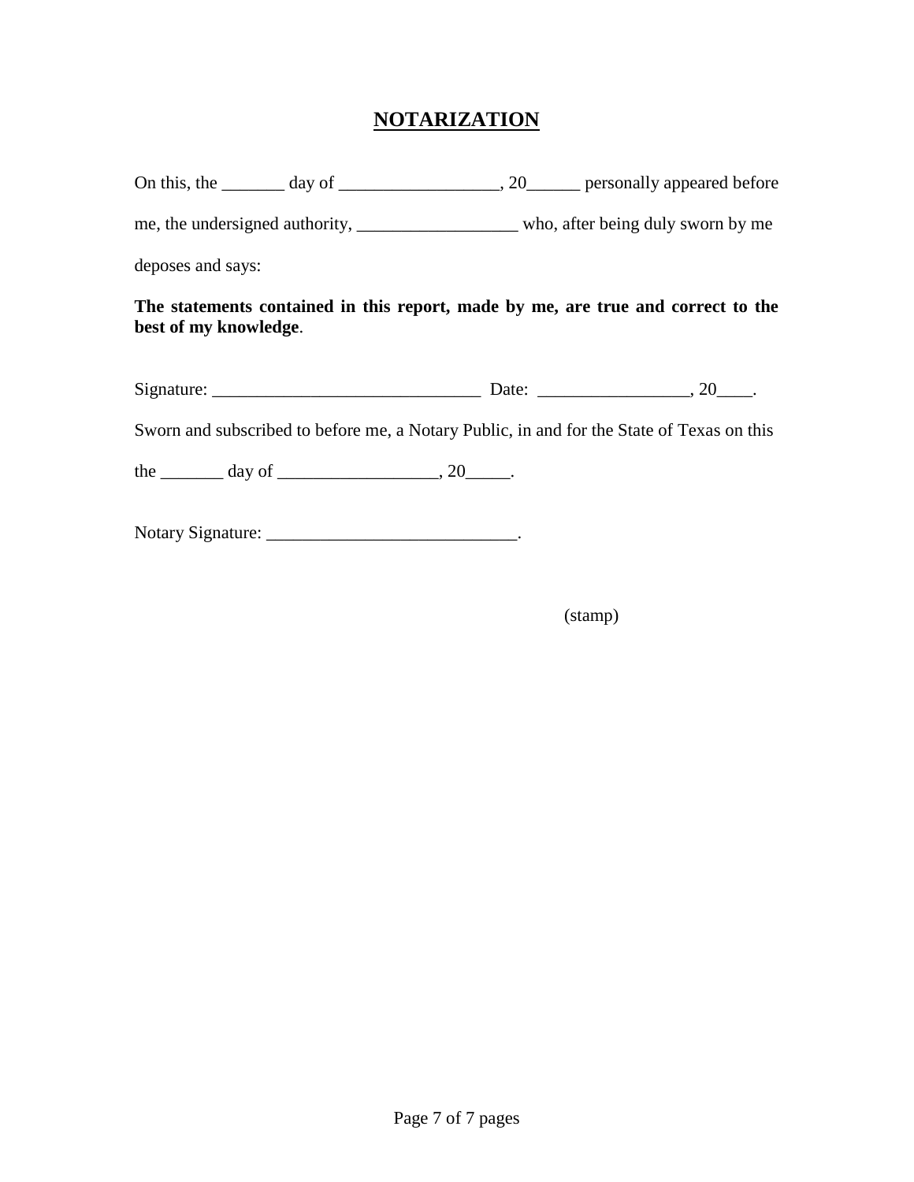# **NOTARIZATION**

On this, the _______ day of __________________, 20______ personally appeared before me, the undersigned authority, __________________ who, after being duly sworn by me deposes and says:

**The statements contained in this report, made by me, are true and correct to the best of my knowledge**.

Signature: ______________________________ Date: _________________, 20____.

Sworn and subscribed to before me, a Notary Public, in and for the State of Texas on this the _______ day of __________________, 20_____.

Notary Signature: ____________________________.

(stamp)